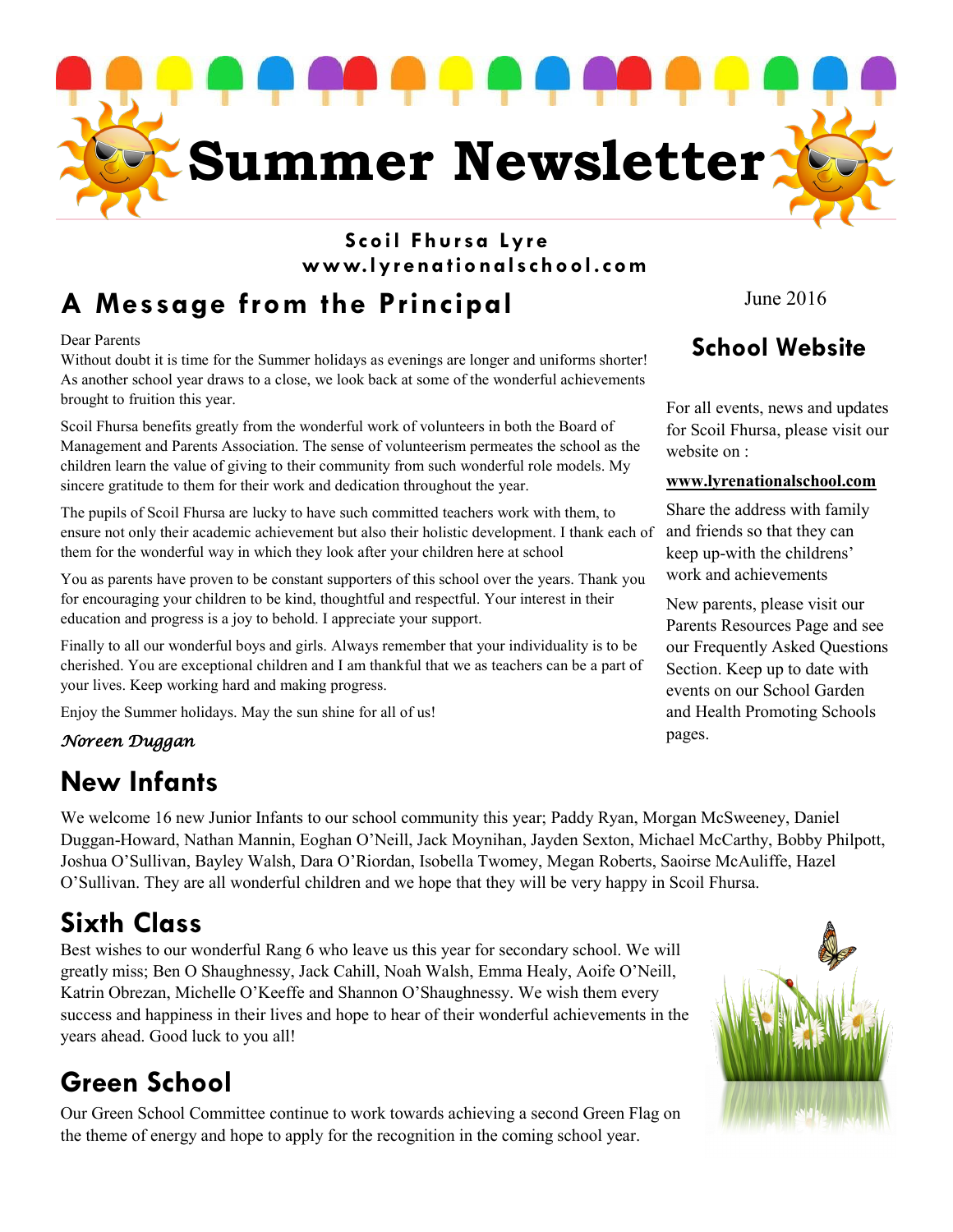// Summer Newsletter

**Scoil Fhursa Lyre**
**www.lyrenationalschool.com**

June 2016

## A Message from the Principal

Dear Parents
Without doubt it is time for the Summer holidays as evenings are longer and uniforms shorter! As another school year draws to a close, we look back at some of the wonderful achievements brought to fruition this year.

Scoil Fhursa benefits greatly from the wonderful work of volunteers in both the Board of Management and Parents Association. The sense of volunteerism permeates the school as the children learn the value of giving to their community from such wonderful role models. My sincere gratitude to them for their work and dedication throughout the year.

The pupils of Scoil Fhursa are lucky to have such committed teachers work with them, to ensure not only their academic achievement but also their holistic development. I thank each of them for the wonderful way in which they look after your children here at school

You as parents have proven to be constant supporters of this school over the years. Thank you for encouraging your children to be kind, thoughtful and respectful. Your interest in their education and progress is a joy to behold. I appreciate your support.

Finally to all our wonderful boys and girls. Always remember that your individuality is to be cherished. You are exceptional children and I am thankful that we as teachers can be a part of your lives. Keep working hard and making progress.

Enjoy the Summer holidays. May the sun shine for all of us!

*Noreen Duggan*

## School Website

For all events, news and updates for Scoil Fhursa, please visit our website on :

**www.lyrenationalschool.com**

Share the address with family and friends so that they can keep up-with the childrens' work and achievements

New parents, please visit our Parents Resources Page and see our Frequently Asked Questions Section. Keep up to date with events on our School Garden and Health Promoting Schools pages.

## New Infants

We welcome 16 new Junior Infants to our school community this year; Paddy Ryan, Morgan McSweeney, Daniel Duggan-Howard, Nathan Mannin, Eoghan O'Neill, Jack Moynihan, Jayden Sexton, Michael McCarthy, Bobby Philpott, Joshua O'Sullivan, Bayley Walsh, Dara O'Riordan, Isobella Twomey, Megan Roberts, Saoirse McAuliffe, Hazel O'Sullivan. They are all wonderful children and we hope that they will be very happy in Scoil Fhursa.

## Sixth Class

Best wishes to our wonderful Rang 6 who leave us this year for secondary school. We will greatly miss; Ben O Shaughnessy, Jack Cahill, Noah Walsh, Emma Healy, Aoife O'Neill, Katrin Obrezan, Michelle O'Keeffe and Shannon O'Shaughnessy. We wish them every success and happiness in their lives and hope to hear of their wonderful achievements in the years ahead. Good luck to you all!

## Green School

Our Green School Committee continue to work towards achieving a second Green Flag on the theme of energy and hope to apply for the recognition in the coming school year.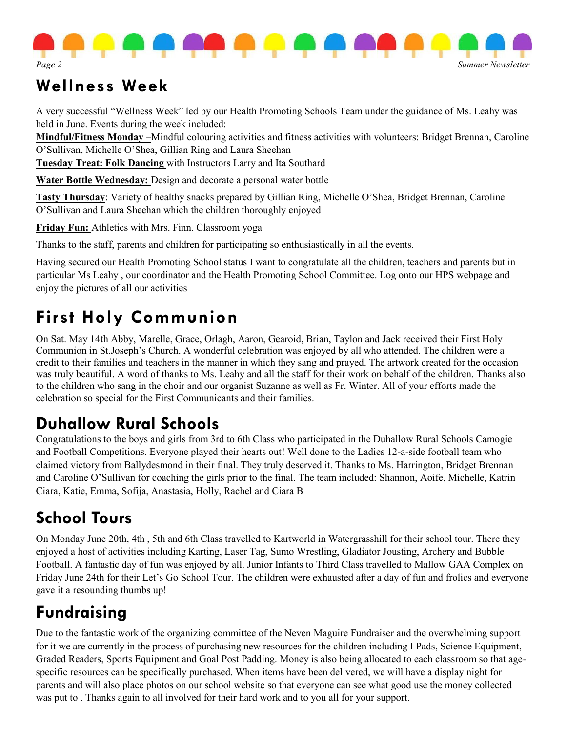## Wellness Week

A very successful "Wellness Week" led by our Health Promoting Schools Team under the guidance of Ms. Leahy was held in June. Events during the week included:

**Mindful/Fitness Monday –**Mindful colouring activities and fitness activities with volunteers: Bridget Brennan, Caroline O'Sullivan, Michelle O'Shea, Gillian Ring and Laura Sheehan

**Tuesday Treat: Folk Dancing** with Instructors Larry and Ita Southard

**Water Bottle Wednesday:** Design and decorate a personal water bottle

**Tasty Thursday**: Variety of healthy snacks prepared by Gillian Ring, Michelle O'Shea, Bridget Brennan, Caroline O'Sullivan and Laura Sheehan which the children thoroughly enjoyed

**Friday Fun:** Athletics with Mrs. Finn. Classroom yoga

Thanks to the staff, parents and children for participating so enthusiastically in all the events.

Having secured our Health Promoting School status I want to congratulate all the children, teachers and parents but in particular Ms Leahy , our coordinator and the Health Promoting School Committee. Log onto our HPS webpage and enjoy the pictures of all our activities

## First Holy Communion

On Sat. May 14th Abby, Marelle, Grace, Orlagh, Aaron, Gearoid, Brian, Taylon and Jack received their First Holy Communion in St.Joseph's Church. A wonderful celebration was enjoyed by all who attended. The children were a credit to their families and teachers in the manner in which they sang and prayed. The artwork created for the occasion was truly beautiful. A word of thanks to Ms. Leahy and all the staff for their work on behalf of the children. Thanks also to the children who sang in the choir and our organist Suzanne as well as Fr. Winter. All of your efforts made the celebration so special for the First Communicants and their families.

## Duhallow Rural Schools

Congratulations to the boys and girls from 3rd to 6th Class who participated in the Duhallow Rural Schools Camogie and Football Competitions. Everyone played their hearts out! Well done to the Ladies 12-a-side football team who claimed victory from Ballydesmond in their final. They truly deserved it. Thanks to Ms. Harrington, Bridget Brennan and Caroline O'Sullivan for coaching the girls prior to the final. The team included: Shannon, Aoife, Michelle, Katrin Ciara, Katie, Emma, Sofija, Anastasia, Holly, Rachel and Ciara B

## School Tours

On Monday June 20th, 4th , 5th and 6th Class travelled to Kartworld in Watergrasshill for their school tour. There they enjoyed a host of activities including Karting, Laser Tag, Sumo Wrestling, Gladiator Jousting, Archery and Bubble Football. A fantastic day of fun was enjoyed by all. Junior Infants to Third Class travelled to Mallow GAA Complex on Friday June 24th for their Let's Go School Tour. The children were exhausted after a day of fun and frolics and everyone gave it a resounding thumbs up!

## Fundraising

Due to the fantastic work of the organizing committee of the Neven Maguire Fundraiser and the overwhelming support for it we are currently in the process of purchasing new resources for the children including I Pads, Science Equipment, Graded Readers, Sports Equipment and Goal Post Padding. Money is also being allocated to each classroom so that age-specific resources can be specifically purchased. When items have been delivered, we will have a display night for parents and will also place photos on our school website so that everyone can see what good use the money collected was put to . Thanks again to all involved for their hard work and to you all for your support.